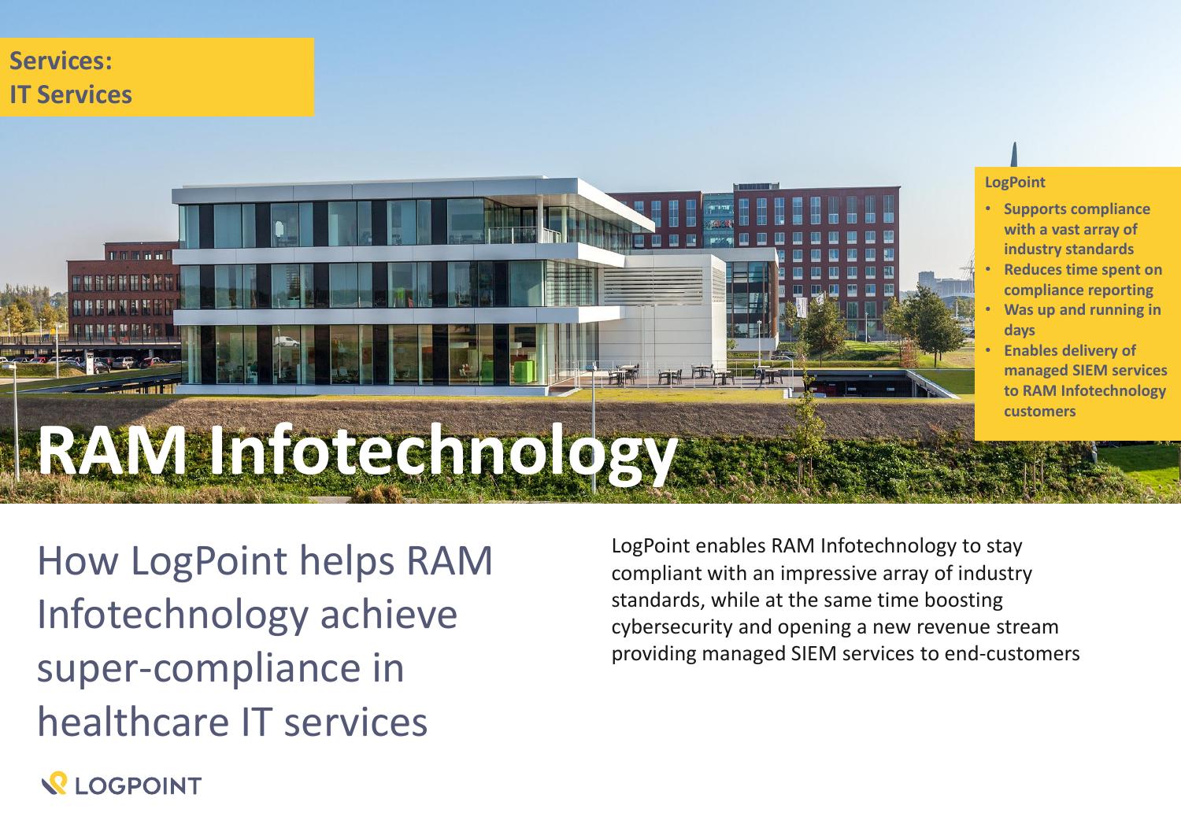**Services:**
**IT Services**

# RAM Infotechnology

**LogPoint**

- **Supports compliance with a vast array of industry standards**
- **Reduces time spent on compliance reporting**
- **Was up and running in days**
- **Enables delivery of managed SIEM services to RAM Infotechnology customers**

## How LogPoint helps RAM Infotechnology achieve super-compliance in healthcare IT services

LogPoint enables RAM Infotechnology to stay compliant with an impressive array of industry standards, while at the same time boosting cybersecurity and opening a new revenue stream providing managed SIEM services to end-customers

LOGPOINT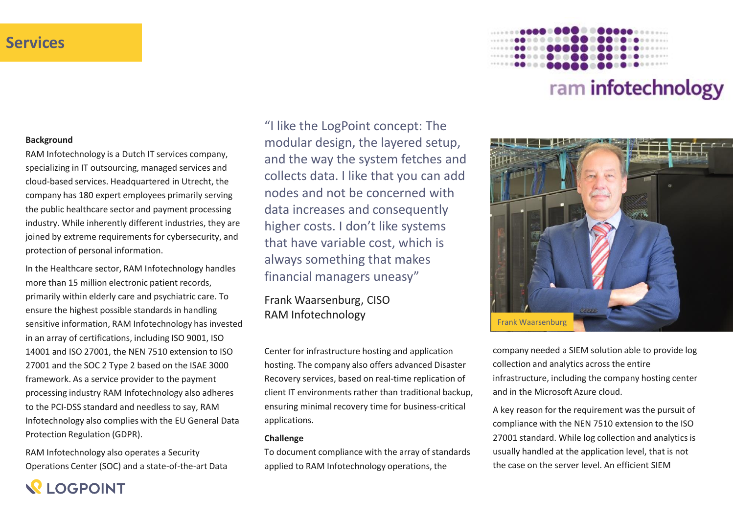# Services

## Background

RAM Infotechnology is a Dutch IT services company, specializing in IT outsourcing, managed services and cloud-based services. Headquartered in Utrecht, the company has 180 expert employees primarily serving the public healthcare sector and payment processing industry. While inherently different industries, they are joined by extreme requirements for cybersecurity, and protection of personal information.

In the Healthcare sector, RAM Infotechnology handles more than 15 million electronic patient records, primarily within elderly care and psychiatric care. To ensure the highest possible standards in handling sensitive information, RAM Infotechnology has invested in an array of certifications, including ISO 9001, ISO 14001 and ISO 27001, the NEN 7510 extension to ISO 27001 and the SOC 2 Type 2 based on the ISAE 3000 framework. As a service provider to the payment processing industry RAM Infotechnology also adheres to the PCI-DSS standard and needless to say, RAM Infotechnology also complies with the EU General Data Protection Regulation (GDPR).

RAM Infotechnology also operates a Security Operations Center (SOC) and a state-of-the-art Data Center for infrastructure hosting and application hosting. The company also offers advanced Disaster Recovery services, based on real-time replication of client IT environments rather than traditional backup, ensuring minimal recovery time for business-critical applications.

> "I like the LogPoint concept: The modular design, the layered setup, and the way the system fetches and collects data. I like that you can add nodes and not be concerned with data increases and consequently higher costs. I don't like systems that have variable cost, which is always something that makes financial managers uneasy"
>
> Frank Waarsenburg, CISO
> RAM Infotechnology

Frank Waarsenburg

## Challenge

To document compliance with the array of standards applied to RAM Infotechnology operations, the company needed a SIEM solution able to provide log collection and analytics across the entire infrastructure, including the company hosting center and in the Microsoft Azure cloud.

A key reason for the requirement was the pursuit of compliance with the NEN 7510 extension to the ISO 27001 standard. While log collection and analytics is usually handled at the application level, that is not the case on the server level. An efficient SIEM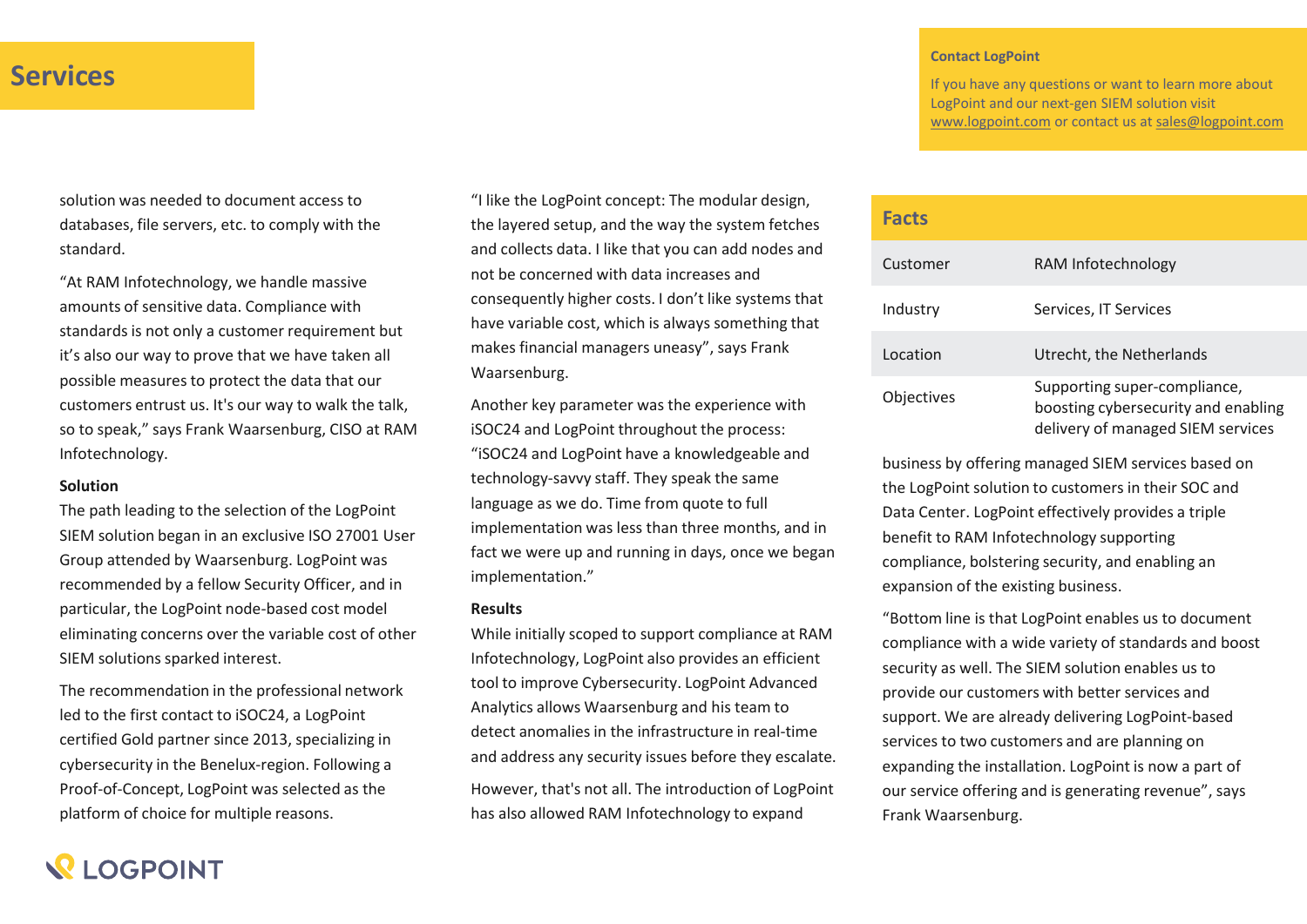# Services

**Contact LogPoint**

If you have any questions or want to learn more about LogPoint and our next-gen SIEM solution visit www.logpoint.com or contact us at sales@logpoint.com

solution was needed to document access to databases, file servers, etc. to comply with the standard.

"At RAM Infotechnology, we handle massive amounts of sensitive data. Compliance with standards is not only a customer requirement but it's also our way to prove that we have taken all possible measures to protect the data that our customers entrust us. It's our way to walk the talk, so to speak," says Frank Waarsenburg, CISO at RAM Infotechnology.

**Solution**

The path leading to the selection of the LogPoint SIEM solution began in an exclusive ISO 27001 User Group attended by Waarsenburg. LogPoint was recommended by a fellow Security Officer, and in particular, the LogPoint node-based cost model eliminating concerns over the variable cost of other SIEM solutions sparked interest.

The recommendation in the professional network led to the first contact to iSOC24, a LogPoint certified Gold partner since 2013, specializing in cybersecurity in the Benelux-region. Following a Proof-of-Concept, LogPoint was selected as the platform of choice for multiple reasons.

"I like the LogPoint concept: The modular design, the layered setup, and the way the system fetches and collects data. I like that you can add nodes and not be concerned with data increases and consequently higher costs. I don't like systems that have variable cost, which is always something that makes financial managers uneasy", says Frank Waarsenburg.

Another key parameter was the experience with iSOC24 and LogPoint throughout the process: "iSOC24 and LogPoint have a knowledgeable and technology-savvy staff. They speak the same language as we do. Time from quote to full implementation was less than three months, and in fact we were up and running in days, once we began implementation."

**Results**

While initially scoped to support compliance at RAM Infotechnology, LogPoint also provides an efficient tool to improve Cybersecurity. LogPoint Advanced Analytics allows Waarsenburg and his team to detect anomalies in the infrastructure in real-time and address any security issues before they escalate.

However, that's not all. The introduction of LogPoint has also allowed RAM Infotechnology to expand business by offering managed SIEM services based on the LogPoint solution to customers in their SOC and Data Center. LogPoint effectively provides a triple benefit to RAM Infotechnology supporting compliance, bolstering security, and enabling an expansion of the existing business.

"Bottom line is that LogPoint enables us to document compliance with a wide variety of standards and boost security as well. The SIEM solution enables us to provide our customers with better services and support. We are already delivering LogPoint-based services to two customers and are planning on expanding the installation. LogPoint is now a part of our service offering and is generating revenue", says Frank Waarsenburg.

## Facts

| | |
|---|---|
| Customer | RAM Infotechnology |
| Industry | Services, IT Services |
| Location | Utrecht, the Netherlands |
| Objectives | Supporting super-compliance, boosting cybersecurity and enabling delivery of managed SIEM services |